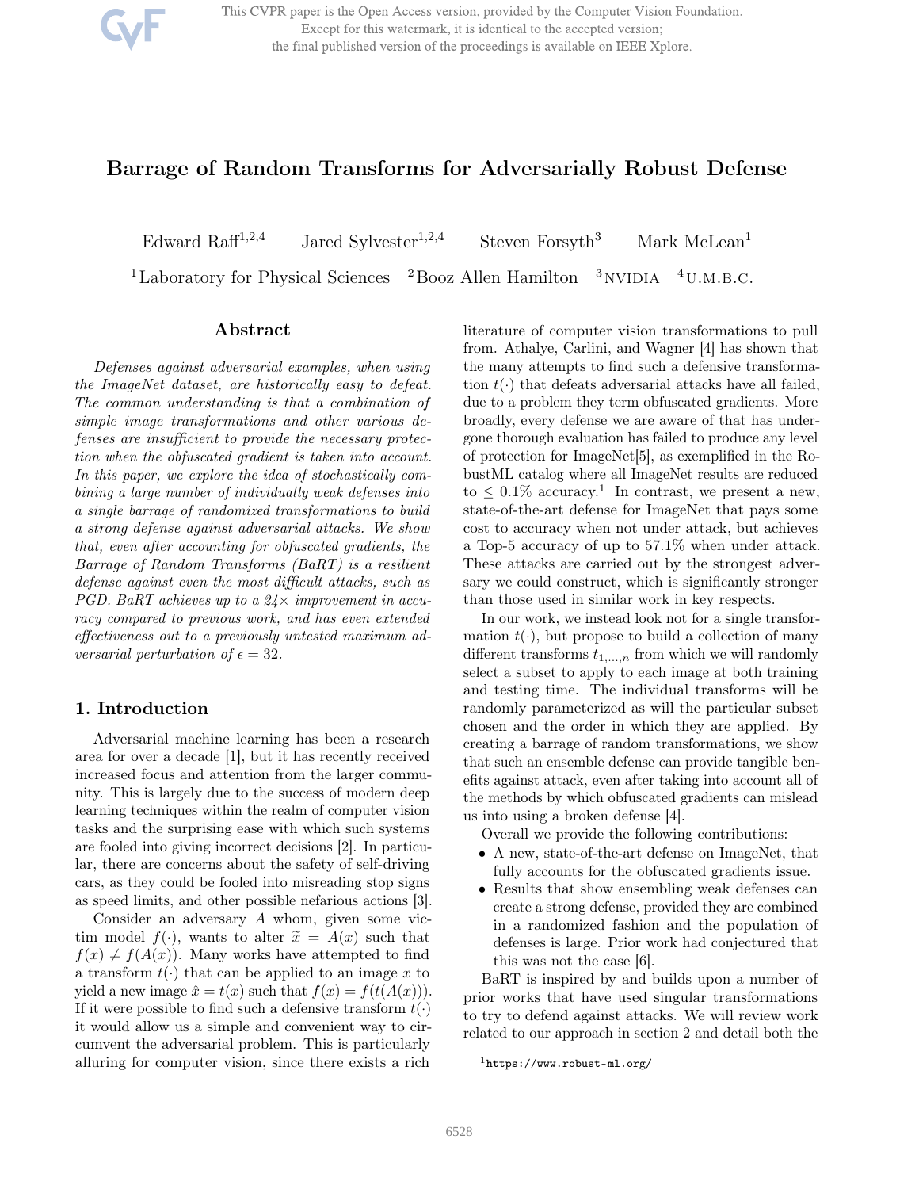# Barrage of Random Transforms for Adversarially Robust Defense

Edward Raff[1,2,4] Jared Sylvester[1,2,4] Steven Forsyth[3] Mark McLean[1]

[1]Laboratory for Physical Sciences [2]Booz Allen Hamilton [3]NVIDIA [4]U.M.B.C.

## Abstract

*Defenses against adversarial examples, when using the ImageNet dataset, are historically easy to defeat. The common understanding is that a combination of simple image transformations and other various defenses are insufficient to provide the necessary protection when the obfuscated gradient is taken into account. In this paper, we explore the idea of stochastically combining a large number of individually weak defenses into a single barrage of randomized transformations to build a strong defense against adversarial attacks. We show that, even after accounting for obfuscated gradients, the Barrage of Random Transforms (BaRT) is a resilient defense against even the most difficult attacks, such as PGD. BaRT achieves up to a 24× improvement in accuracy compared to previous work, and has even extended effectiveness out to a previously untested maximum adversarial perturbation of $\epsilon = 32$.*

## 1. Introduction

Adversarial machine learning has been a research area for over a decade [1], but it has recently received increased focus and attention from the larger community. This is largely due to the success of modern deep learning techniques within the realm of computer vision tasks and the surprising ease with which such systems are fooled into giving incorrect decisions [2]. In particular, there are concerns about the safety of self-driving cars, as they could be fooled into misreading stop signs as speed limits, and other possible nefarious actions [3].

Consider an adversary $A$ whom, given some victim model $f(\cdot)$, wants to alter $\tilde{x} = A(x)$ such that $f(x) \neq f(A(x))$. Many works have attempted to find a transform $t(\cdot)$ that can be applied to an image $x$ to yield a new image $\hat{x} = t(x)$ such that $f(x) = f(t(A(x)))$. If it were possible to find such a defensive transform $t(\cdot)$ it would allow us a simple and convenient way to circumvent the adversarial problem. This is particularly alluring for computer vision, since there exists a rich literature of computer vision transformations to pull from. Athalye, Carlini, and Wagner [4] has shown that the many attempts to find such a defensive transformation $t(\cdot)$ that defeats adversarial attacks have all failed, due to a problem they term obfuscated gradients. More broadly, every defense we are aware of that has undergone thorough evaluation has failed to produce any level of protection for ImageNet[5], as exemplified in the RobustML catalog where all ImageNet results are reduced to $\leq 0.1\%$ accuracy.[1] In contrast, we present a new, state-of-the-art defense for ImageNet that pays some cost to accuracy when not under attack, but achieves a Top-5 accuracy of up to 57.1% when under attack. These attacks are carried out by the strongest adversary we could construct, which is significantly stronger than those used in similar work in key respects.

In our work, we instead look not for a single transformation $t(\cdot)$, but propose to build a collection of many different transforms $t_{1,\ldots,n}$ from which we will randomly select a subset to apply to each image at both training and testing time. The individual transforms will be randomly parameterized as will the particular subset chosen and the order in which they are applied. By creating a barrage of random transformations, we show that such an ensemble defense can provide tangible benefits against attack, even after taking into account all of the methods by which obfuscated gradients can mislead us into using a broken defense [4].

Overall we provide the following contributions:

- A new, state-of-the-art defense on ImageNet, that fully accounts for the obfuscated gradients issue.
- Results that show ensembling weak defenses can create a strong defense, provided they are combined in a randomized fashion and the population of defenses is large. Prior work had conjectured that this was not the case [6].

BaRT is inspired by and builds upon a number of prior works that have used singular transformations to try to defend against attacks. We will review work related to our approach in section 2 and detail both the

[1]https://www.robust-ml.org/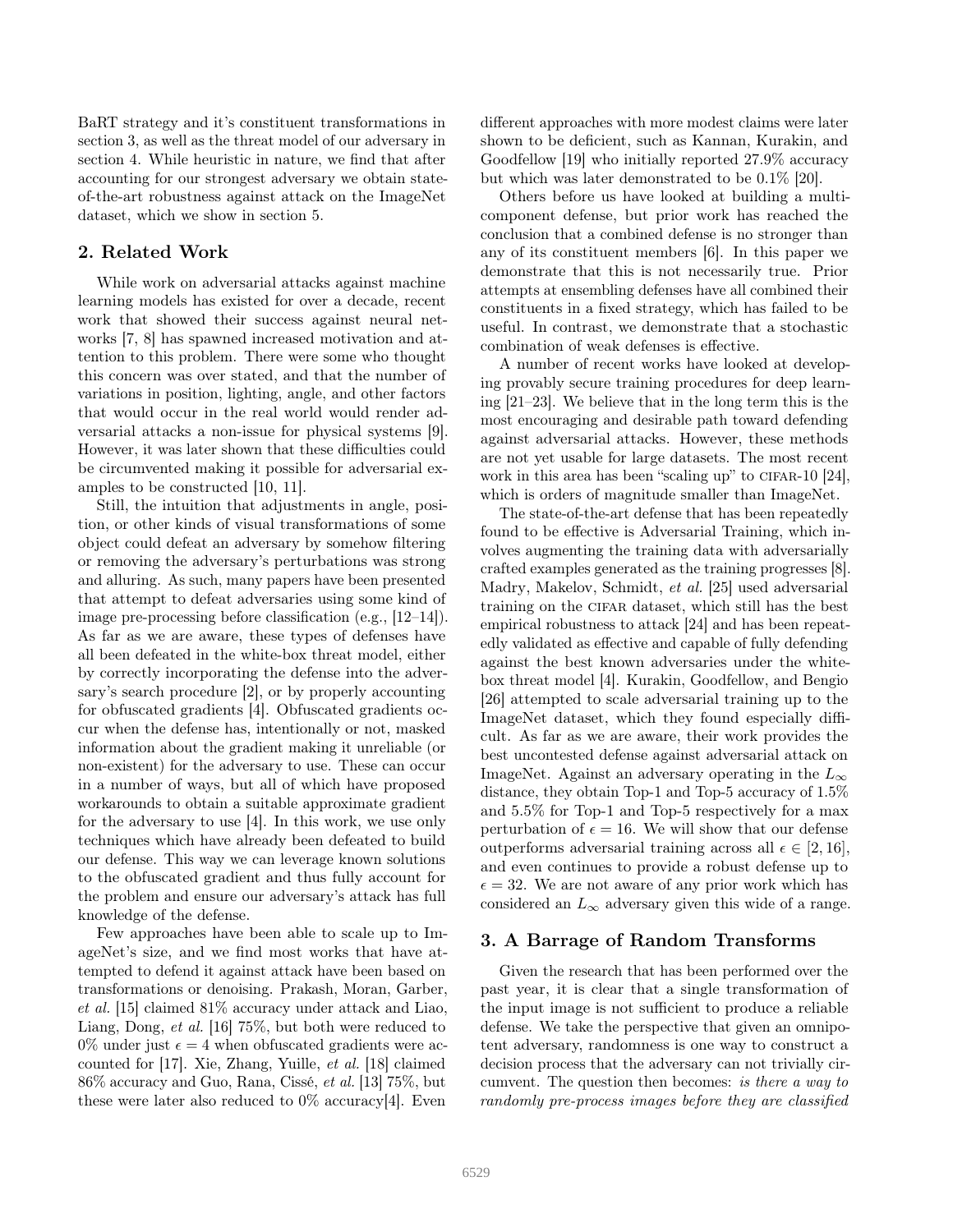BaRT strategy and it's constituent transformations in section 3, as well as the threat model of our adversary in section 4. While heuristic in nature, we find that after accounting for our strongest adversary we obtain state-of-the-art robustness against attack on the ImageNet dataset, which we show in section 5.

## 2. Related Work

While work on adversarial attacks against machine learning models has existed for over a decade, recent work that showed their success against neural networks [7, 8] has spawned increased motivation and attention to this problem. There were some who thought this concern was over stated, and that the number of variations in position, lighting, angle, and other factors that would occur in the real world would render adversarial attacks a non-issue for physical systems [9]. However, it was later shown that these difficulties could be circumvented making it possible for adversarial examples to be constructed [10, 11].

Still, the intuition that adjustments in angle, position, or other kinds of visual transformations of some object could defeat an adversary by somehow filtering or removing the adversary's perturbations was strong and alluring. As such, many papers have been presented that attempt to defeat adversaries using some kind of image pre-processing before classification (e.g., [12–14]). As far as we are aware, these types of defenses have all been defeated in the white-box threat model, either by correctly incorporating the defense into the adversary's search procedure [2], or by properly accounting for obfuscated gradients [4]. Obfuscated gradients occur when the defense has, intentionally or not, masked information about the gradient making it unreliable (or non-existent) for the adversary to use. These can occur in a number of ways, but all of which have proposed workarounds to obtain a suitable approximate gradient for the adversary to use [4]. In this work, we use only techniques which have already been defeated to build our defense. This way we can leverage known solutions to the obfuscated gradient and thus fully account for the problem and ensure our adversary's attack has full knowledge of the defense.

Few approaches have been able to scale up to ImageNet's size, and we find most works that have attempted to defend it against attack have been based on transformations or denoising. Prakash, Moran, Garber, *et al.* [15] claimed 81% accuracy under attack and Liao, Liang, Dong, *et al.* [16] 75%, but both were reduced to 0% under just $\epsilon = 4$ when obfuscated gradients were accounted for [17]. Xie, Zhang, Yuille, *et al.* [18] claimed 86% accuracy and Guo, Rana, Cissé, *et al.* [13] 75%, but these were later also reduced to 0% accuracy[4]. Even different approaches with more modest claims were later shown to be deficient, such as Kannan, Kurakin, and Goodfellow [19] who initially reported 27.9% accuracy but which was later demonstrated to be 0.1% [20].

Others before us have looked at building a multi-component defense, but prior work has reached the conclusion that a combined defense is no stronger than any of its constituent members [6]. In this paper we demonstrate that this is not necessarily true. Prior attempts at ensembling defenses have all combined their constituents in a fixed strategy, which has failed to be useful. In contrast, we demonstrate that a stochastic combination of weak defenses is effective.

A number of recent works have looked at developing provably secure training procedures for deep learning [21–23]. We believe that in the long term this is the most encouraging and desirable path toward defending against adversarial attacks. However, these methods are not yet usable for large datasets. The most recent work in this area has been "scaling up" to CIFAR-10 [24], which is orders of magnitude smaller than ImageNet.

The state-of-the-art defense that has been repeatedly found to be effective is Adversarial Training, which involves augmenting the training data with adversarially crafted examples generated as the training progresses [8]. Madry, Makelov, Schmidt, *et al.* [25] used adversarial training on the CIFAR dataset, which still has the best empirical robustness to attack [24] and has been repeatedly validated as effective and capable of fully defending against the best known adversaries under the white-box threat model [4]. Kurakin, Goodfellow, and Bengio [26] attempted to scale adversarial training up to the ImageNet dataset, which they found especially difficult. As far as we are aware, their work provides the best uncontested defense against adversarial attack on ImageNet. Against an adversary operating in the $L_\infty$ distance, they obtain Top-1 and Top-5 accuracy of 1.5% and 5.5% for Top-1 and Top-5 respectively for a max perturbation of $\epsilon = 16$. We will show that our defense outperforms adversarial training across all $\epsilon \in [2, 16]$, and even continues to provide a robust defense up to $\epsilon = 32$. We are not aware of any prior work which has considered an $L_\infty$ adversary given this wide of a range.

## 3. A Barrage of Random Transforms

Given the research that has been performed over the past year, it is clear that a single transformation of the input image is not sufficient to produce a reliable defense. We take the perspective that given an omnipotent adversary, randomness is one way to construct a decision process that the adversary can not trivially circumvent. The question then becomes: *is there a way to randomly pre-process images before they are classified*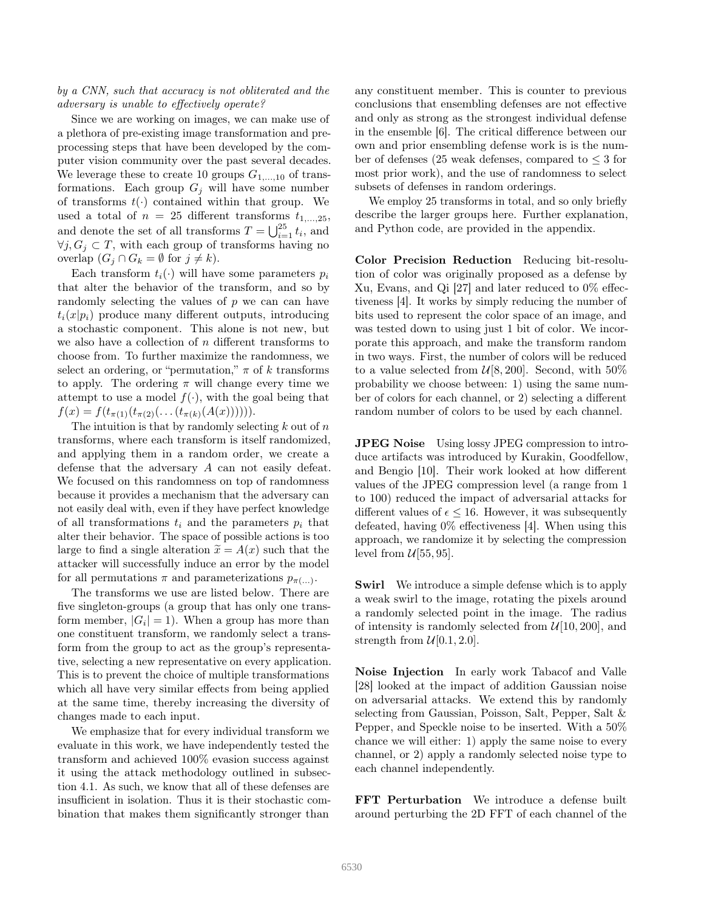*by a CNN, such that accuracy is not obliterated and the adversary is unable to effectively operate?*

Since we are working on images, we can make use of a plethora of pre-existing image transformation and preprocessing steps that have been developed by the computer vision community over the past several decades. We leverage these to create 10 groups $G_{1,\ldots,10}$ of transformations. Each group $G_j$ will have some number of transforms $t(\cdot)$ contained within that group. We used a total of $n = 25$ different transforms $t_{1,\ldots,25}$, and denote the set of all transforms $T = \bigcup_{i=1}^{25} t_i$, and $\forall j, G_j \subset T$, with each group of transforms having no overlap ($G_j \cap G_k = \emptyset$ for $j \neq k$).

Each transform $t_i(\cdot)$ will have some parameters $p_i$ that alter the behavior of the transform, and so by randomly selecting the values of $p$ we can can have $t_i(x|p_i)$ produce many different outputs, introducing a stochastic component. This alone is not new, but we also have a collection of $n$ different transforms to choose from. To further maximize the randomness, we select an ordering, or "permutation," $\pi$ of $k$ transforms to apply. The ordering $\pi$ will change every time we attempt to use a model $f(\cdot)$, with the goal being that $f(x) = f(t_{\pi(1)}(t_{\pi(2)}(\ldots(t_{\pi(k)}(A(x))))))$.

The intuition is that by randomly selecting $k$ out of $n$ transforms, where each transform is itself randomized, and applying them in a random order, we create a defense that the adversary $A$ can not easily defeat. We focused on this randomness on top of randomness because it provides a mechanism that the adversary can not easily deal with, even if they have perfect knowledge of all transformations $t_i$ and the parameters $p_i$ that alter their behavior. The space of possible actions is too large to find a single alteration $\tilde{x} = A(x)$ such that the attacker will successfully induce an error by the model for all permutations $\pi$ and parameterizations $p_{\pi(\ldots)}$.

The transforms we use are listed below. There are five singleton-groups (a group that has only one transform member, $|G_i| = 1$). When a group has more than one constituent transform, we randomly select a transform from the group to act as the group's representative, selecting a new representative on every application. This is to prevent the choice of multiple transformations which all have very similar effects from being applied at the same time, thereby increasing the diversity of changes made to each input.

We emphasize that for every individual transform we evaluate in this work, we have independently tested the transform and achieved 100% evasion success against it using the attack methodology outlined in subsection 4.1. As such, we know that all of these defenses are insufficient in isolation. Thus it is their stochastic combination that makes them significantly stronger than any constituent member. This is counter to previous conclusions that ensembling defenses are not effective and only as strong as the strongest individual defense in the ensemble [6]. The critical difference between our own and prior ensembling defense work is is the number of defenses (25 weak defenses, compared to $\leq 3$ for most prior work), and the use of randomness to select subsets of defenses in random orderings.

We employ 25 transforms in total, and so only briefly describe the larger groups here. Further explanation, and Python code, are provided in the appendix.

**Color Precision Reduction** Reducing bit-resolution of color was originally proposed as a defense by Xu, Evans, and Qi [27] and later reduced to 0% effectiveness [4]. It works by simply reducing the number of bits used to represent the color space of an image, and was tested down to using just 1 bit of color. We incorporate this approach, and make the transform random in two ways. First, the number of colors will be reduced to a value selected from $\mathcal{U}[8, 200]$. Second, with 50% probability we choose between: 1) using the same number of colors for each channel, or 2) selecting a different random number of colors to be used by each channel.

**JPEG Noise** Using lossy JPEG compression to introduce artifacts was introduced by Kurakin, Goodfellow, and Bengio [10]. Their work looked at how different values of the JPEG compression level (a range from 1 to 100) reduced the impact of adversarial attacks for different values of $\epsilon \leq 16$. However, it was subsequently defeated, having 0% effectiveness [4]. When using this approach, we randomize it by selecting the compression level from $\mathcal{U}[55, 95]$.

**Swirl** We introduce a simple defense which is to apply a weak swirl to the image, rotating the pixels around a randomly selected point in the image. The radius of intensity is randomly selected from $\mathcal{U}[10, 200]$, and strength from $\mathcal{U}[0.1, 2.0]$.

**Noise Injection** In early work Tabacof and Valle [28] looked at the impact of addition Gaussian noise on adversarial attacks. We extend this by randomly selecting from Gaussian, Poisson, Salt, Pepper, Salt & Pepper, and Speckle noise to be inserted. With a 50% chance we will either: 1) apply the same noise to every channel, or 2) apply a randomly selected noise type to each channel independently.

**FFT Perturbation** We introduce a defense built around perturbing the 2D FFT of each channel of the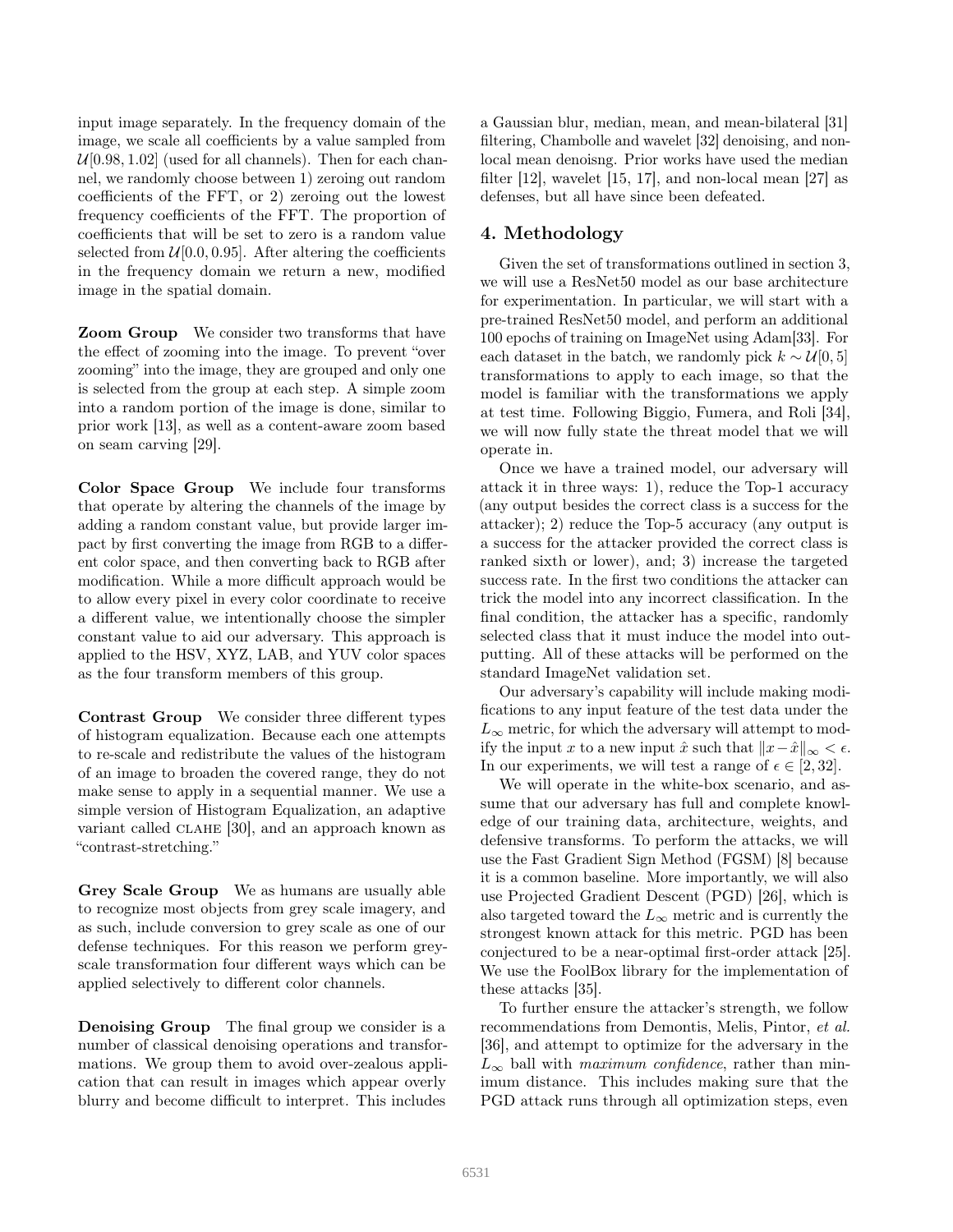input image separately. In the frequency domain of the image, we scale all coefficients by a value sampled from $\mathcal{U}[0.98, 1.02]$ (used for all channels). Then for each channel, we randomly choose between 1) zeroing out random coefficients of the FFT, or 2) zeroing out the lowest frequency coefficients of the FFT. The proportion of coefficients that will be set to zero is a random value selected from $\mathcal{U}[0.0, 0.95]$. After altering the coefficients in the frequency domain we return a new, modified image in the spatial domain.

**Zoom Group** We consider two transforms that have the effect of zooming into the image. To prevent "over zooming" into the image, they are grouped and only one is selected from the group at each step. A simple zoom into a random portion of the image is done, similar to prior work [13], as well as a content-aware zoom based on seam carving [29].

**Color Space Group** We include four transforms that operate by altering the channels of the image by adding a random constant value, but provide larger impact by first converting the image from RGB to a different color space, and then converting back to RGB after modification. While a more difficult approach would be to allow every pixel in every color coordinate to receive a different value, we intentionally choose the simpler constant value to aid our adversary. This approach is applied to the HSV, XYZ, LAB, and YUV color spaces as the four transform members of this group.

**Contrast Group** We consider three different types of histogram equalization. Because each one attempts to re-scale and redistribute the values of the histogram of an image to broaden the covered range, they do not make sense to apply in a sequential manner. We use a simple version of Histogram Equalization, an adaptive variant called CLAHE [30], and an approach known as "contrast-stretching."

**Grey Scale Group** We as humans are usually able to recognize most objects from grey scale imagery, and as such, include conversion to grey scale as one of our defense techniques. For this reason we perform greyscale transformation four different ways which can be applied selectively to different color channels.

**Denoising Group** The final group we consider is a number of classical denoising operations and transformations. We group them to avoid over-zealous application that can result in images which appear overly blurry and become difficult to interpret. This includes a Gaussian blur, median, mean, and mean-bilateral [31] filtering, Chambolle and wavelet [32] denoising, and non-local mean denoisng. Prior works have used the median filter [12], wavelet [15, 17], and non-local mean [27] as defenses, but all have since been defeated.

## 4. Methodology

Given the set of transformations outlined in section 3, we will use a ResNet50 model as our base architecture for experimentation. In particular, we will start with a pre-trained ResNet50 model, and perform an additional 100 epochs of training on ImageNet using Adam[33]. For each dataset in the batch, we randomly pick $k \sim \mathcal{U}[0, 5]$ transformations to apply to each image, so that the model is familiar with the transformations we apply at test time. Following Biggio, Fumera, and Roli [34], we will now fully state the threat model that we will operate in.

Once we have a trained model, our adversary will attack it in three ways: 1), reduce the Top-1 accuracy (any output besides the correct class is a success for the attacker); 2) reduce the Top-5 accuracy (any output is a success for the attacker provided the correct class is ranked sixth or lower), and; 3) increase the targeted success rate. In the first two conditions the attacker can trick the model into any incorrect classification. In the final condition, the attacker has a specific, randomly selected class that it must induce the model into outputting. All of these attacks will be performed on the standard ImageNet validation set.

Our adversary's capability will include making modifications to any input feature of the test data under the $L_\infty$ metric, for which the adversary will attempt to modify the input $x$ to a new input $\hat{x}$ such that $\|x - \hat{x}\|_\infty < \epsilon$. In our experiments, we will test a range of $\epsilon \in [2, 32]$.

We will operate in the white-box scenario, and assume that our adversary has full and complete knowledge of our training data, architecture, weights, and defensive transforms. To perform the attacks, we will use the Fast Gradient Sign Method (FGSM) [8] because it is a common baseline. More importantly, we will also use Projected Gradient Descent (PGD) [26], which is also targeted toward the $L_\infty$ metric and is currently the strongest known attack for this metric. PGD has been conjectured to be a near-optimal first-order attack [25]. We use the FoolBox library for the implementation of these attacks [35].

To further ensure the attacker's strength, we follow recommendations from Demontis, Melis, Pintor, *et al.* [36], and attempt to optimize for the adversary in the $L_\infty$ ball with *maximum confidence*, rather than minimum distance. This includes making sure that the PGD attack runs through all optimization steps, even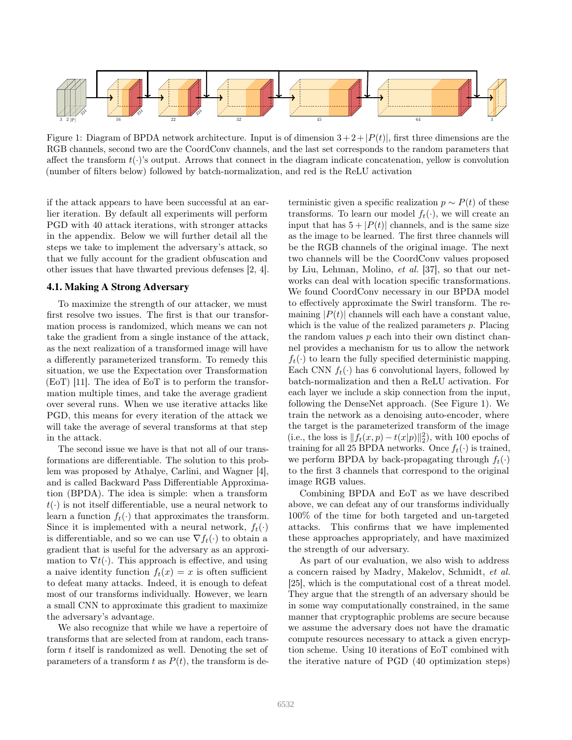Figure 1: Diagram of BPDA network architecture. Input is of dimension $3+2+|P(t)|$, first three dimensions are the RGB channels, second two are the CoordConv channels, and the last set corresponds to the random parameters that affect the transform $t(\cdot)$'s output. Arrows that connect in the diagram indicate concatenation, yellow is convolution (number of filters below) followed by batch-normalization, and red is the ReLU activation

if the attack appears to have been successful at an earlier iteration. By default all experiments will perform PGD with 40 attack iterations, with stronger attacks in the appendix. Below we will further detail all the steps we take to implement the adversary's attack, so that we fully account for the gradient obfuscation and other issues that have thwarted previous defenses [2, 4].

### 4.1. Making A Strong Adversary

To maximize the strength of our attacker, we must first resolve two issues. The first is that our transformation process is randomized, which means we can not take the gradient from a single instance of the attack, as the next realization of a transformed image will have a differently parameterized transform. To remedy this situation, we use the Expectation over Transformation (EoT) [11]. The idea of EoT is to perform the transformation multiple times, and take the average gradient over several runs. When we use iterative attacks like PGD, this means for every iteration of the attack we will take the average of several transforms at that step in the attack.

The second issue we have is that not all of our transformations are differentiable. The solution to this problem was proposed by Athalye, Carlini, and Wagner [4], and is called Backward Pass Differentiable Approximation (BPDA). The idea is simple: when a transform $t(\cdot)$ is not itself differentiable, use a neural network to learn a function $f_t(\cdot)$ that approximates the transform. Since it is implemented with a neural network, $f_t(\cdot)$ is differentiable, and so we can use $\nabla f_t(\cdot)$ to obtain a gradient that is useful for the adversary as an approximation to $\nabla t(\cdot)$. This approach is effective, and using a naive identity function $f_t(x) = x$ is often sufficient to defeat many attacks. Indeed, it is enough to defeat most of our transforms individually. However, we learn a small CNN to approximate this gradient to maximize the adversary's advantage.

We also recognize that while we have a repertoire of transforms that are selected from at random, each transform $t$ itself is randomized as well. Denoting the set of parameters of a transform $t$ as $P(t)$, the transform is deterministic given a specific realization $p \sim P(t)$ of these transforms. To learn our model $f_t(\cdot)$, we will create an input that has $5 + |P(t)|$ channels, and is the same size as the image to be learned. The first three channels will be the RGB channels of the original image. The next two channels will be the CoordConv values proposed by Liu, Lehman, Molino, *et al.* [37], so that our networks can deal with location specific transformations. We found CoordConv necessary in our BPDA model to effectively approximate the Swirl transform. The remaining $|P(t)|$ channels will each have a constant value, which is the value of the realized parameters $p$. Placing the random values $p$ each into their own distinct channel provides a mechanism for us to allow the network $f_t(\cdot)$ to learn the fully specified deterministic mapping. Each CNN $f_t(\cdot)$ has 6 convolutional layers, followed by batch-normalization and then a ReLU activation. For each layer we include a skip connection from the input, following the DenseNet approach. (See Figure 1). We train the network as a denoising auto-encoder, where the target is the parameterized transform of the image (i.e., the loss is $\|f_t(x, p) - t(x|p)\|_2^2$), with 100 epochs of training for all 25 BPDA networks. Once $f_t(\cdot)$ is trained, we perform BPDA by back-propagating through $f_t(\cdot)$ to the first 3 channels that correspond to the original image RGB values.

Combining BPDA and EoT as we have described above, we can defeat any of our transforms individually 100% of the time for both targeted and un-targeted attacks. This confirms that we have implemented these approaches appropriately, and have maximized the strength of our adversary.

As part of our evaluation, we also wish to address a concern raised by Madry, Makelov, Schmidt, *et al.* [25], which is the computational cost of a threat model. They argue that the strength of an adversary should be in some way computationally constrained, in the same manner that cryptographic problems are secure because we assume the adversary does not have the dramatic compute resources necessary to attack a given encryption scheme. Using 10 iterations of EoT combined with the iterative nature of PGD (40 optimization steps)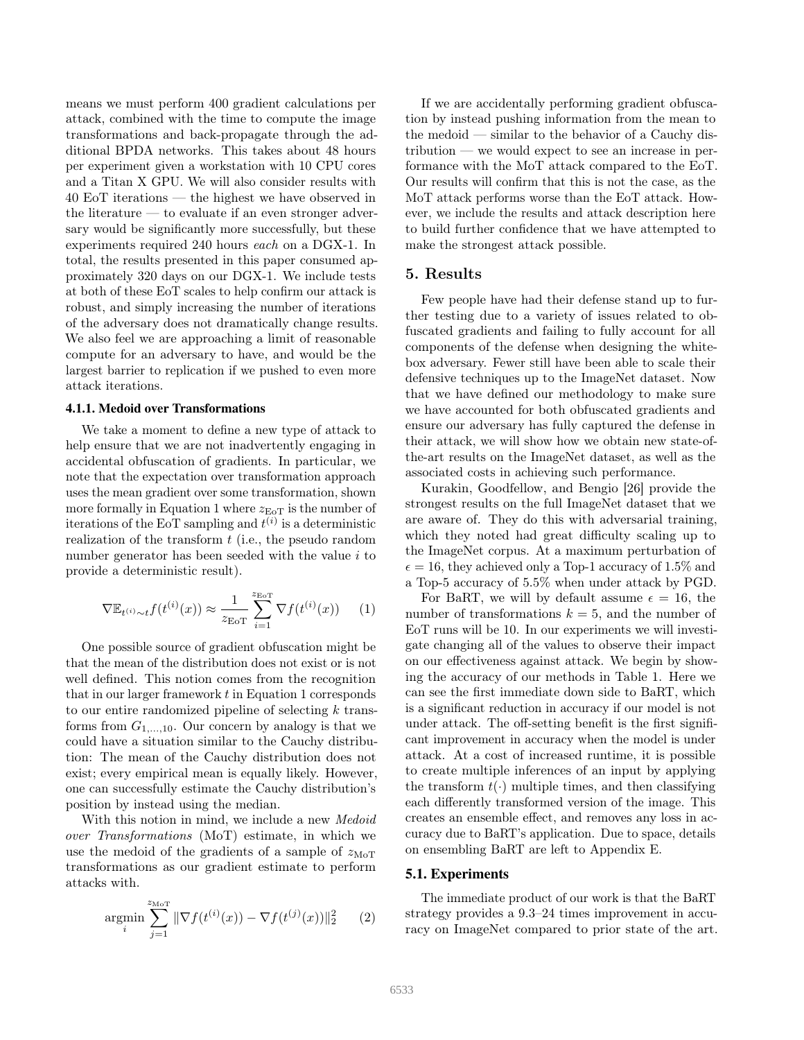means we must perform 400 gradient calculations per attack, combined with the time to compute the image transformations and back-propagate through the additional BPDA networks. This takes about 48 hours per experiment given a workstation with 10 CPU cores and a Titan X GPU. We will also consider results with 40 EoT iterations — the highest we have observed in the literature — to evaluate if an even stronger adversary would be significantly more successfully, but these experiments required 240 hours *each* on a DGX-1. In total, the results presented in this paper consumed approximately 320 days on our DGX-1. We include tests at both of these EoT scales to help confirm our attack is robust, and simply increasing the number of iterations of the adversary does not dramatically change results. We also feel we are approaching a limit of reasonable compute for an adversary to have, and would be the largest barrier to replication if we pushed to even more attack iterations.

#### 4.1.1. Medoid over Transformations

We take a moment to define a new type of attack to help ensure that we are not inadvertently engaging in accidental obfuscation of gradients. In particular, we note that the expectation over transformation approach uses the mean gradient over some transformation, shown more formally in Equation 1 where $z_{\text{EoT}}$ is the number of iterations of the EoT sampling and $t^{(i)}$ is a deterministic realization of the transform $t$ (i.e., the pseudo random number generator has been seeded with the value $i$ to provide a deterministic result).

$$\nabla \mathbb{E}_{t^{(i)} \sim t} f(t^{(i)}(x)) \approx \frac{1}{z_{\text{EoT}}} \sum_{i=1}^{z_{\text{EoT}}} \nabla f(t^{(i)}(x)) \qquad (1)$$

One possible source of gradient obfuscation might be that the mean of the distribution does not exist or is not well defined. This notion comes from the recognition that in our larger framework $t$ in Equation 1 corresponds to our entire randomized pipeline of selecting $k$ transforms from $G_{1,\ldots,10}$. Our concern by analogy is that we could have a situation similar to the Cauchy distribution: The mean of the Cauchy distribution does not exist; every empirical mean is equally likely. However, one can successfully estimate the Cauchy distribution's position by instead using the median.

With this notion in mind, we include a new *Medoid over Transformations* (MoT) estimate, in which we use the medoid of the gradients of a sample of $z_{\text{MoT}}$ transformations as our gradient estimate to perform attacks with.

$$\underset{i}{\operatorname{argmin}} \sum_{j=1}^{z_{\text{MoT}}} \|\nabla f(t^{(i)}(x)) - \nabla f(t^{(j)}(x))\|_2^2 \qquad (2)$$

If we are accidentally performing gradient obfuscation by instead pushing information from the mean to the medoid — similar to the behavior of a Cauchy distribution — we would expect to see an increase in performance with the MoT attack compared to the EoT. Our results will confirm that this is not the case, as the MoT attack performs worse than the EoT attack. However, we include the results and attack description here to build further confidence that we have attempted to make the strongest attack possible.

## 5. Results

Few people have had their defense stand up to further testing due to a variety of issues related to obfuscated gradients and failing to fully account for all components of the defense when designing the white-box adversary. Fewer still have been able to scale their defensive techniques up to the ImageNet dataset. Now that we have defined our methodology to make sure we have accounted for both obfuscated gradients and ensure our adversary has fully captured the defense in their attack, we will show how we obtain new state-of-the-art results on the ImageNet dataset, as well as the associated costs in achieving such performance.

Kurakin, Goodfellow, and Bengio [26] provide the strongest results on the full ImageNet dataset that we are aware of. They do this with adversarial training, which they noted had great difficulty scaling up to the ImageNet corpus. At a maximum perturbation of $\epsilon = 16$, they achieved only a Top-1 accuracy of 1.5% and a Top-5 accuracy of 5.5% when under attack by PGD.

For BaRT, we will by default assume $\epsilon = 16$, the number of transformations $k = 5$, and the number of EoT runs will be 10. In our experiments we will investigate changing all of the values to observe their impact on our effectiveness against attack. We begin by showing the accuracy of our methods in Table 1. Here we can see the first immediate down side to BaRT, which is a significant reduction in accuracy if our model is not under attack. The off-setting benefit is the first significant improvement in accuracy when the model is under attack. At a cost of increased runtime, it is possible to create multiple inferences of an input by applying the transform $t(\cdot)$ multiple times, and then classifying each differently transformed version of the image. This creates an ensemble effect, and removes any loss in accuracy due to BaRT's application. Due to space, details on ensembling BaRT are left to Appendix E.

### 5.1. Experiments

The immediate product of our work is that the BaRT strategy provides a 9.3–24 times improvement in accuracy on ImageNet compared to prior state of the art.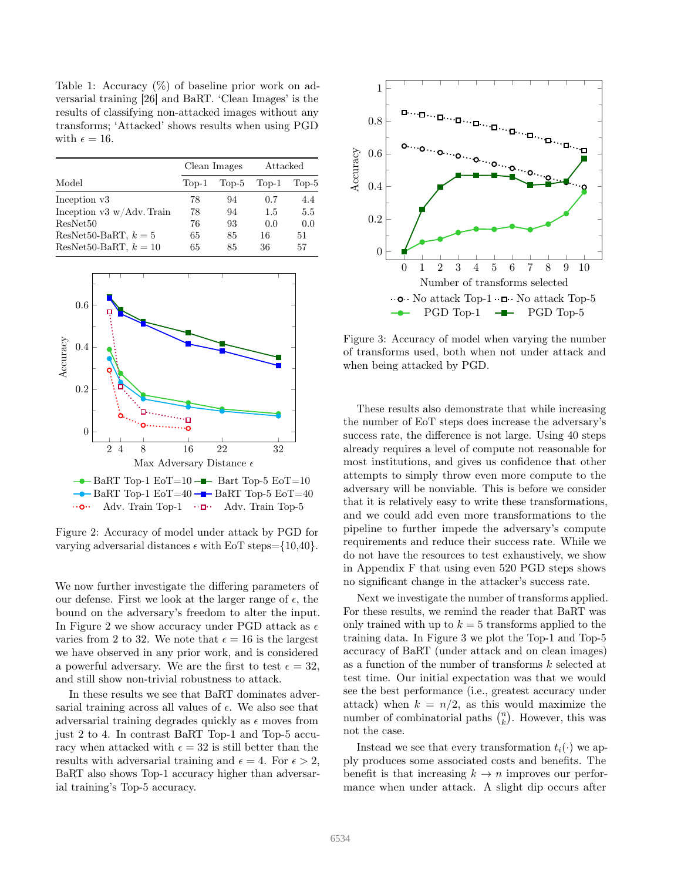Table 1: Accuracy (%) of baseline prior work on adversarial training [26] and BaRT. 'Clean Images' is the results of classifying non-attacked images without any transforms; 'Attacked' shows results when using PGD with $\epsilon = 16$.

| | Clean Images | | Attacked | |
|---|---|---|---|---|
| Model | Top-1 | Top-5 | Top-1 | Top-5 |
| Inception v3 | 78 | 94 | 0.7 | 4.4 |
| Inception v3 w/Adv. Train | 78 | 94 | 1.5 | 5.5 |
| ResNet50 | 76 | 93 | 0.0 | 0.0 |
| ResNet50-BaRT, $k = 5$ | 65 | 85 | 16 | 51 |
| ResNet50-BaRT, $k = 10$ | 65 | 85 | 36 | 57 |

Figure 2: Accuracy of model under attack by PGD for varying adversarial distances $\epsilon$ with EoT steps={10,40}.

We now further investigate the differing parameters of our defense. First we look at the larger range of $\epsilon$, the bound on the adversary's freedom to alter the input. In Figure 2 we show accuracy under PGD attack as $\epsilon$ varies from 2 to 32. We note that $\epsilon = 16$ is the largest we have observed in any prior work, and is considered a powerful adversary. We are the first to test $\epsilon = 32$, and still show non-trivial robustness to attack.

In these results we see that BaRT dominates adversarial training across all values of $\epsilon$. We also see that adversarial training degrades quickly as $\epsilon$ moves from just 2 to 4. In contrast BaRT Top-1 and Top-5 accuracy when attacked with $\epsilon = 32$ is still better than the results with adversarial training and $\epsilon = 4$. For $\epsilon > 2$, BaRT also shows Top-1 accuracy higher than adversarial training's Top-5 accuracy.

Figure 3: Accuracy of model when varying the number of transforms used, both when not under attack and when being attacked by PGD.

These results also demonstrate that while increasing the number of EoT steps does increase the adversary's success rate, the difference is not large. Using 40 steps already requires a level of compute not reasonable for most institutions, and gives us confidence that other attempts to simply throw even more compute to the adversary will be nonviable. This is before we consider that it is relatively easy to write these transformations, and we could add even more transformations to the pipeline to further impede the adversary's compute requirements and reduce their success rate. While we do not have the resources to test exhaustively, we show in Appendix F that using even 520 PGD steps shows no significant change in the attacker's success rate.

Next we investigate the number of transforms applied. For these results, we remind the reader that BaRT was only trained with up to $k = 5$ transforms applied to the training data. In Figure 3 we plot the Top-1 and Top-5 accuracy of BaRT (under attack and on clean images) as a function of the number of transforms $k$ selected at test time. Our initial expectation was that we would see the best performance (i.e., greatest accuracy under attack) when $k = n/2$, as this would maximize the number of combinatorial paths $\binom{n}{k}$. However, this was not the case.

Instead we see that every transformation $t_i(\cdot)$ we apply produces some associated costs and benefits. The benefit is that increasing $k \to n$ improves our performance when under attack. A slight dip occurs after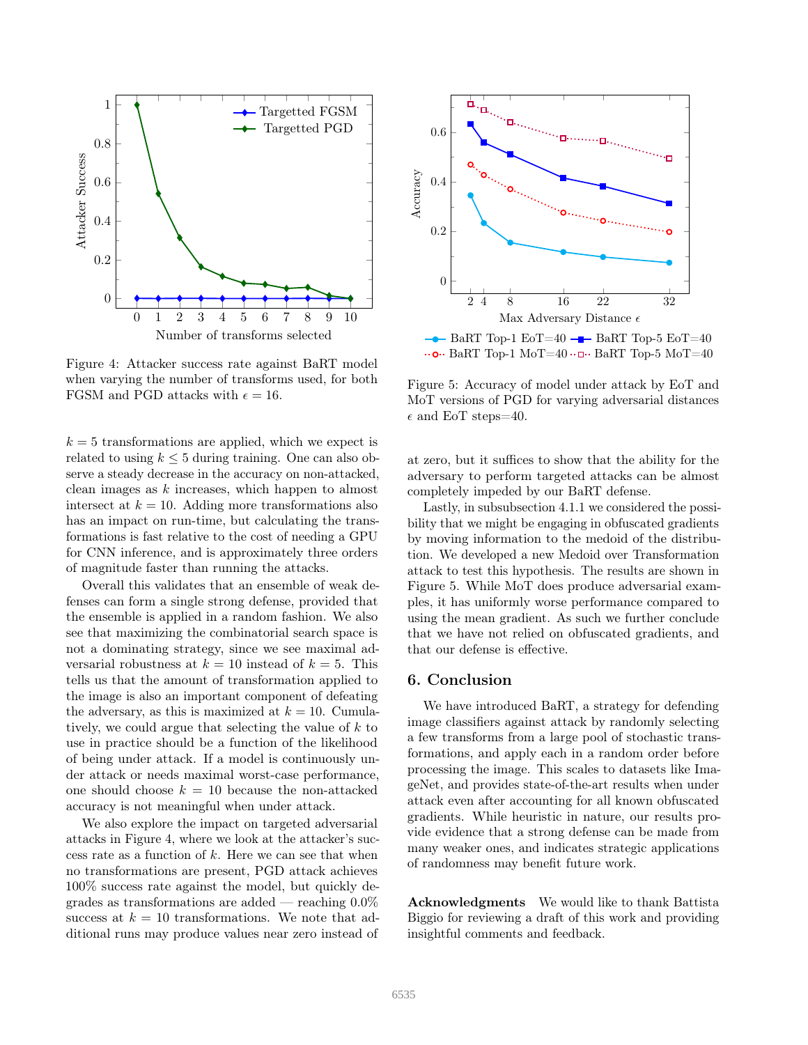Figure 4: Attacker success rate against BaRT model when varying the number of transforms used, for both FGSM and PGD attacks with $\epsilon = 16$.

Figure 5: Accuracy of model under attack by EoT and MoT versions of PGD for varying adversarial distances $\epsilon$ and EoT steps=40.

$k = 5$ transformations are applied, which we expect is related to using $k \leq 5$ during training. One can also observe a steady decrease in the accuracy on non-attacked, clean images as $k$ increases, which happen to almost intersect at $k = 10$. Adding more transformations also has an impact on run-time, but calculating the transformations is fast relative to the cost of needing a GPU for CNN inference, and is approximately three orders of magnitude faster than running the attacks.

Overall this validates that an ensemble of weak defenses can form a single strong defense, provided that the ensemble is applied in a random fashion. We also see that maximizing the combinatorial search space is not a dominating strategy, since we see maximal adversarial robustness at $k = 10$ instead of $k = 5$. This tells us that the amount of transformation applied to the image is also an important component of defeating the adversary, as this is maximized at $k = 10$. Cumulatively, we could argue that selecting the value of $k$ to use in practice should be a function of the likelihood of being under attack. If a model is continuously under attack or needs maximal worst-case performance, one should choose $k = 10$ because the non-attacked accuracy is not meaningful when under attack.

We also explore the impact on targeted adversarial attacks in Figure 4, where we look at the attacker's success rate as a function of $k$. Here we can see that when no transformations are present, PGD attack achieves 100% success rate against the model, but quickly degrades as transformations are added — reaching 0.0% success at $k = 10$ transformations. We note that additional runs may produce values near zero instead of at zero, but it suffices to show that the ability for the adversary to perform targeted attacks can be almost completely impeded by our BaRT defense.

Lastly, in subsubsection 4.1.1 we considered the possibility that we might be engaging in obfuscated gradients by moving information to the medoid of the distribution. We developed a new Medoid over Transformation attack to test this hypothesis. The results are shown in Figure 5. While MoT does produce adversarial examples, it has uniformly worse performance compared to using the mean gradient. As such we further conclude that we have not relied on obfuscated gradients, and that our defense is effective.

## 6. Conclusion

We have introduced BaRT, a strategy for defending image classifiers against attack by randomly selecting a few transforms from a large pool of stochastic transformations, and apply each in a random order before processing the image. This scales to datasets like ImageNet, and provides state-of-the-art results when under attack even after accounting for all known obfuscated gradients. While heuristic in nature, our results provide evidence that a strong defense can be made from many weaker ones, and indicates strategic applications of randomness may benefit future work.

**Acknowledgments** We would like to thank Battista Biggio for reviewing a draft of this work and providing insightful comments and feedback.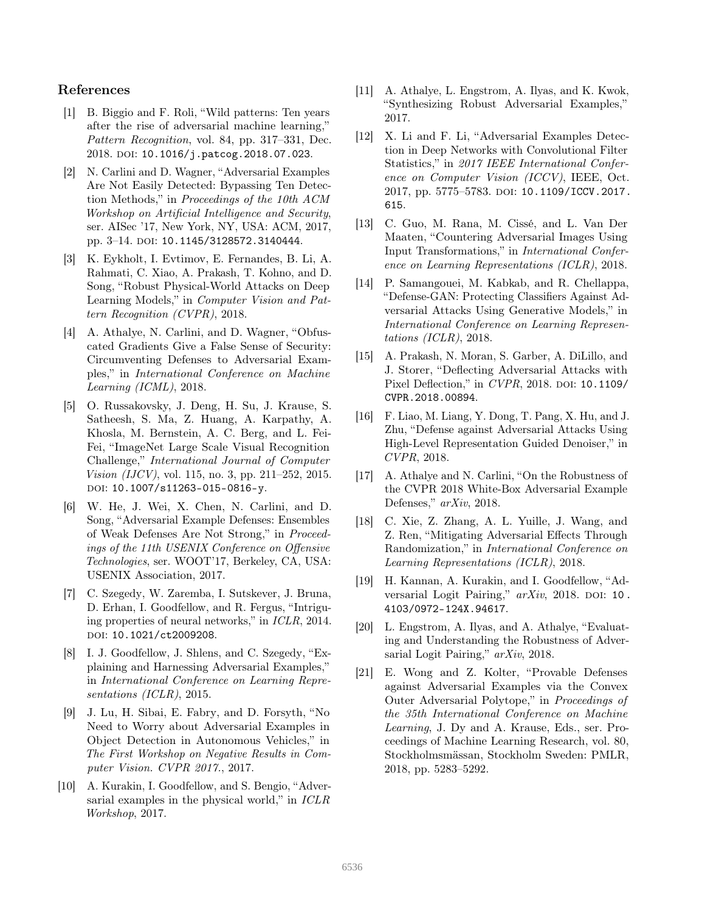## References

[1] B. Biggio and F. Roli, "Wild patterns: Ten years after the rise of adversarial machine learning," *Pattern Recognition*, vol. 84, pp. 317–331, Dec. 2018. DOI: `10.1016/j.patcog.2018.07.023`.

[2] N. Carlini and D. Wagner, "Adversarial Examples Are Not Easily Detected: Bypassing Ten Detection Methods," in *Proceedings of the 10th ACM Workshop on Artificial Intelligence and Security*, ser. AISec '17, New York, NY, USA: ACM, 2017, pp. 3–14. DOI: `10.1145/3128572.3140444`.

[3] K. Eykholt, I. Evtimov, E. Fernandes, B. Li, A. Rahmati, C. Xiao, A. Prakash, T. Kohno, and D. Song, "Robust Physical-World Attacks on Deep Learning Models," in *Computer Vision and Pattern Recognition (CVPR)*, 2018.

[4] A. Athalye, N. Carlini, and D. Wagner, "Obfuscated Gradients Give a False Sense of Security: Circumventing Defenses to Adversarial Examples," in *International Conference on Machine Learning (ICML)*, 2018.

[5] O. Russakovsky, J. Deng, H. Su, J. Krause, S. Satheesh, S. Ma, Z. Huang, A. Karpathy, A. Khosla, M. Bernstein, A. C. Berg, and L. Fei-Fei, "ImageNet Large Scale Visual Recognition Challenge," *International Journal of Computer Vision (IJCV)*, vol. 115, no. 3, pp. 211–252, 2015. DOI: `10.1007/s11263-015-0816-y`.

[6] W. He, J. Wei, X. Chen, N. Carlini, and D. Song, "Adversarial Example Defenses: Ensembles of Weak Defenses Are Not Strong," in *Proceedings of the 11th USENIX Conference on Offensive Technologies*, ser. WOOT'17, Berkeley, CA, USA: USENIX Association, 2017.

[7] C. Szegedy, W. Zaremba, I. Sutskever, J. Bruna, D. Erhan, I. Goodfellow, and R. Fergus, "Intriguing properties of neural networks," in *ICLR*, 2014. DOI: `10.1021/ct2009208`.

[8] I. J. Goodfellow, J. Shlens, and C. Szegedy, "Explaining and Harnessing Adversarial Examples," in *International Conference on Learning Representations (ICLR)*, 2015.

[9] J. Lu, H. Sibai, E. Fabry, and D. Forsyth, "No Need to Worry about Adversarial Examples in Object Detection in Autonomous Vehicles," in *The First Workshop on Negative Results in Computer Vision. CVPR 2017.*, 2017.

[10] A. Kurakin, I. Goodfellow, and S. Bengio, "Adversarial examples in the physical world," in *ICLR Workshop*, 2017.

[11] A. Athalye, L. Engstrom, A. Ilyas, and K. Kwok, "Synthesizing Robust Adversarial Examples," 2017.

[12] X. Li and F. Li, "Adversarial Examples Detection in Deep Networks with Convolutional Filter Statistics," in *2017 IEEE International Conference on Computer Vision (ICCV)*, IEEE, Oct. 2017, pp. 5775–5783. DOI: `10.1109/ICCV.2017.615`.

[13] C. Guo, M. Rana, M. Cissé, and L. Van Der Maaten, "Countering Adversarial Images Using Input Transformations," in *International Conference on Learning Representations (ICLR)*, 2018.

[14] P. Samangouei, M. Kabkab, and R. Chellappa, "Defense-GAN: Protecting Classifiers Against Adversarial Attacks Using Generative Models," in *International Conference on Learning Representations (ICLR)*, 2018.

[15] A. Prakash, N. Moran, S. Garber, A. DiLillo, and J. Storer, "Deflecting Adversarial Attacks with Pixel Deflection," in *CVPR*, 2018. DOI: `10.1109/CVPR.2018.00894`.

[16] F. Liao, M. Liang, Y. Dong, T. Pang, X. Hu, and J. Zhu, "Defense against Adversarial Attacks Using High-Level Representation Guided Denoiser," in *CVPR*, 2018.

[17] A. Athalye and N. Carlini, "On the Robustness of the CVPR 2018 White-Box Adversarial Example Defenses," *arXiv*, 2018.

[18] C. Xie, Z. Zhang, A. L. Yuille, J. Wang, and Z. Ren, "Mitigating Adversarial Effects Through Randomization," in *International Conference on Learning Representations (ICLR)*, 2018.

[19] H. Kannan, A. Kurakin, and I. Goodfellow, "Adversarial Logit Pairing," *arXiv*, 2018. DOI: `10.4103/0972-124X.94617`.

[20] L. Engstrom, A. Ilyas, and A. Athalye, "Evaluating and Understanding the Robustness of Adversarial Logit Pairing," *arXiv*, 2018.

[21] E. Wong and Z. Kolter, "Provable Defenses against Adversarial Examples via the Convex Outer Adversarial Polytope," in *Proceedings of the 35th International Conference on Machine Learning*, J. Dy and A. Krause, Eds., ser. Proceedings of Machine Learning Research, vol. 80, Stockholmsmässan, Stockholm Sweden: PMLR, 2018, pp. 5283–5292.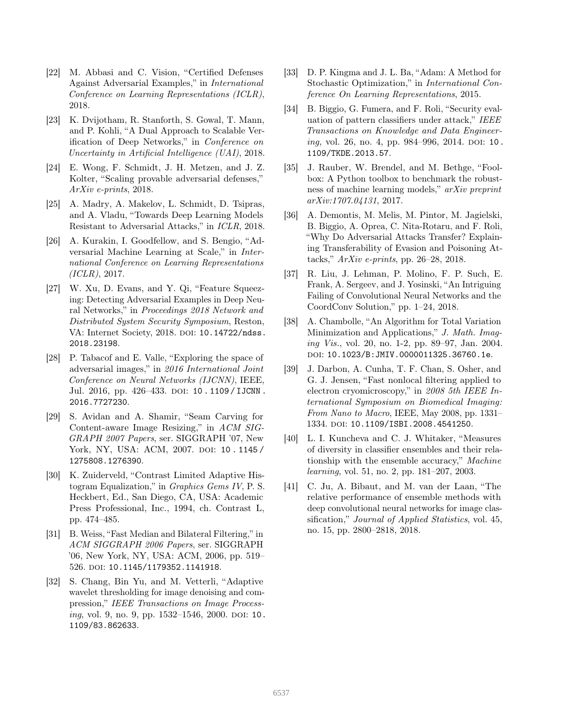[22] M. Abbasi and C. Vision, "Certified Defenses Against Adversarial Examples," in *International Conference on Learning Representations (ICLR)*, 2018.

[23] K. Dvijotham, R. Stanforth, S. Gowal, T. Mann, and P. Kohli, "A Dual Approach to Scalable Verification of Deep Networks," in *Conference on Uncertainty in Artificial Intelligence (UAI)*, 2018.

[24] E. Wong, F. Schmidt, J. H. Metzen, and J. Z. Kolter, "Scaling provable adversarial defenses," *ArXiv e-prints*, 2018.

[25] A. Madry, A. Makelov, L. Schmidt, D. Tsipras, and A. Vladu, "Towards Deep Learning Models Resistant to Adversarial Attacks," in *ICLR*, 2018.

[26] A. Kurakin, I. Goodfellow, and S. Bengio, "Adversarial Machine Learning at Scale," in *International Conference on Learning Representations (ICLR)*, 2017.

[27] W. Xu, D. Evans, and Y. Qi, "Feature Squeezing: Detecting Adversarial Examples in Deep Neural Networks," in *Proceedings 2018 Network and Distributed System Security Symposium*, Reston, VA: Internet Society, 2018. DOI: 10.14722/ndss.2018.23198.

[28] P. Tabacof and E. Valle, "Exploring the space of adversarial images," in *2016 International Joint Conference on Neural Networks (IJCNN)*, IEEE, Jul. 2016, pp. 426–433. DOI: 10.1109/IJCNN.2016.7727230.

[29] S. Avidan and A. Shamir, "Seam Carving for Content-aware Image Resizing," in *ACM SIGGRAPH 2007 Papers*, ser. SIGGRAPH '07, New York, NY, USA: ACM, 2007. DOI: 10.1145/1275808.1276390.

[30] K. Zuiderveld, "Contrast Limited Adaptive Histogram Equalization," in *Graphics Gems IV*, P. S. Heckbert, Ed., San Diego, CA, USA: Academic Press Professional, Inc., 1994, ch. Contrast L, pp. 474–485.

[31] B. Weiss, "Fast Median and Bilateral Filtering," in *ACM SIGGRAPH 2006 Papers*, ser. SIGGRAPH '06, New York, NY, USA: ACM, 2006, pp. 519–526. DOI: 10.1145/1179352.1141918.

[32] S. Chang, Bin Yu, and M. Vetterli, "Adaptive wavelet thresholding for image denoising and compression," *IEEE Transactions on Image Processing*, vol. 9, no. 9, pp. 1532–1546, 2000. DOI: 10.1109/83.862633.

[33] D. P. Kingma and J. L. Ba, "Adam: A Method for Stochastic Optimization," in *International Conference On Learning Representations*, 2015.

[34] B. Biggio, G. Fumera, and F. Roli, "Security evaluation of pattern classifiers under attack," *IEEE Transactions on Knowledge and Data Engineering*, vol. 26, no. 4, pp. 984–996, 2014. DOI: 10.1109/TKDE.2013.57.

[35] J. Rauber, W. Brendel, and M. Bethge, "Foolbox: A Python toolbox to benchmark the robustness of machine learning models," *arXiv preprint arXiv:1707.04131*, 2017.

[36] A. Demontis, M. Melis, M. Pintor, M. Jagielski, B. Biggio, A. Oprea, C. Nita-Rotaru, and F. Roli, "Why Do Adversarial Attacks Transfer? Explaining Transferability of Evasion and Poisoning Attacks," *ArXiv e-prints*, pp. 26–28, 2018.

[37] R. Liu, J. Lehman, P. Molino, F. P. Such, E. Frank, A. Sergeev, and J. Yosinski, "An Intriguing Failing of Convolutional Neural Networks and the CoordConv Solution," pp. 1–24, 2018.

[38] A. Chambolle, "An Algorithm for Total Variation Minimization and Applications," *J. Math. Imaging Vis.*, vol. 20, no. 1-2, pp. 89–97, Jan. 2004. DOI: 10.1023/B:JMIV.0000011325.36760.1e.

[39] J. Darbon, A. Cunha, T. F. Chan, S. Osher, and G. J. Jensen, "Fast nonlocal filtering applied to electron cryomicroscopy," in *2008 5th IEEE International Symposium on Biomedical Imaging: From Nano to Macro*, IEEE, May 2008, pp. 1331–1334. DOI: 10.1109/ISBI.2008.4541250.

[40] L. I. Kuncheva and C. J. Whitaker, "Measures of diversity in classifier ensembles and their relationship with the ensemble accuracy," *Machine learning*, vol. 51, no. 2, pp. 181–207, 2003.

[41] C. Ju, A. Bibaut, and M. van der Laan, "The relative performance of ensemble methods with deep convolutional neural networks for image classification," *Journal of Applied Statistics*, vol. 45, no. 15, pp. 2800–2818, 2018.